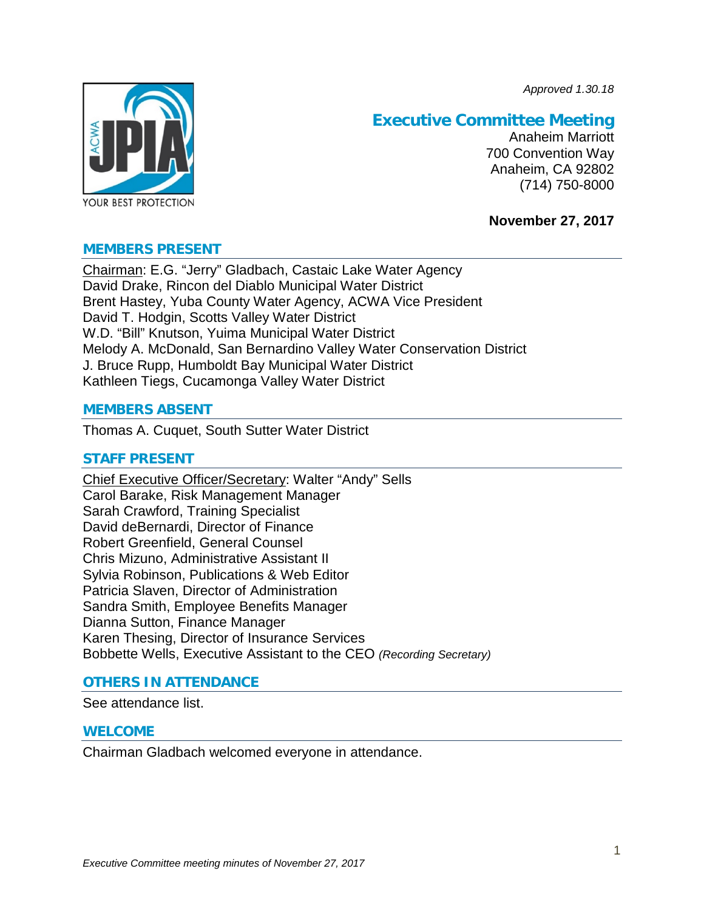*Approved 1.30.18*

# Executive Committee Meeting

Anaheim Marriott
700 Convention Way
Anaheim, CA 92802
(714) 750-8000

**November 27, 2017**

## MEMBERS PRESENT

Chairman: E.G. "Jerry" Gladbach, Castaic Lake Water Agency
David Drake, Rincon del Diablo Municipal Water District
Brent Hastey, Yuba County Water Agency, ACWA Vice President
David T. Hodgin, Scotts Valley Water District
W.D. "Bill" Knutson, Yuima Municipal Water District
Melody A. McDonald, San Bernardino Valley Water Conservation District
J. Bruce Rupp, Humboldt Bay Municipal Water District
Kathleen Tiegs, Cucamonga Valley Water District

## MEMBERS ABSENT

Thomas A. Cuquet, South Sutter Water District

## STAFF PRESENT

Chief Executive Officer/Secretary: Walter "Andy" Sells
Carol Barake, Risk Management Manager
Sarah Crawford, Training Specialist
David deBernardi, Director of Finance
Robert Greenfield, General Counsel
Chris Mizuno, Administrative Assistant II
Sylvia Robinson, Publications & Web Editor
Patricia Slaven, Director of Administration
Sandra Smith, Employee Benefits Manager
Dianna Sutton, Finance Manager
Karen Thesing, Director of Insurance Services
Bobbette Wells, Executive Assistant to the CEO *(Recording Secretary)*

## OTHERS IN ATTENDANCE

See attendance list.

## WELCOME

Chairman Gladbach welcomed everyone in attendance.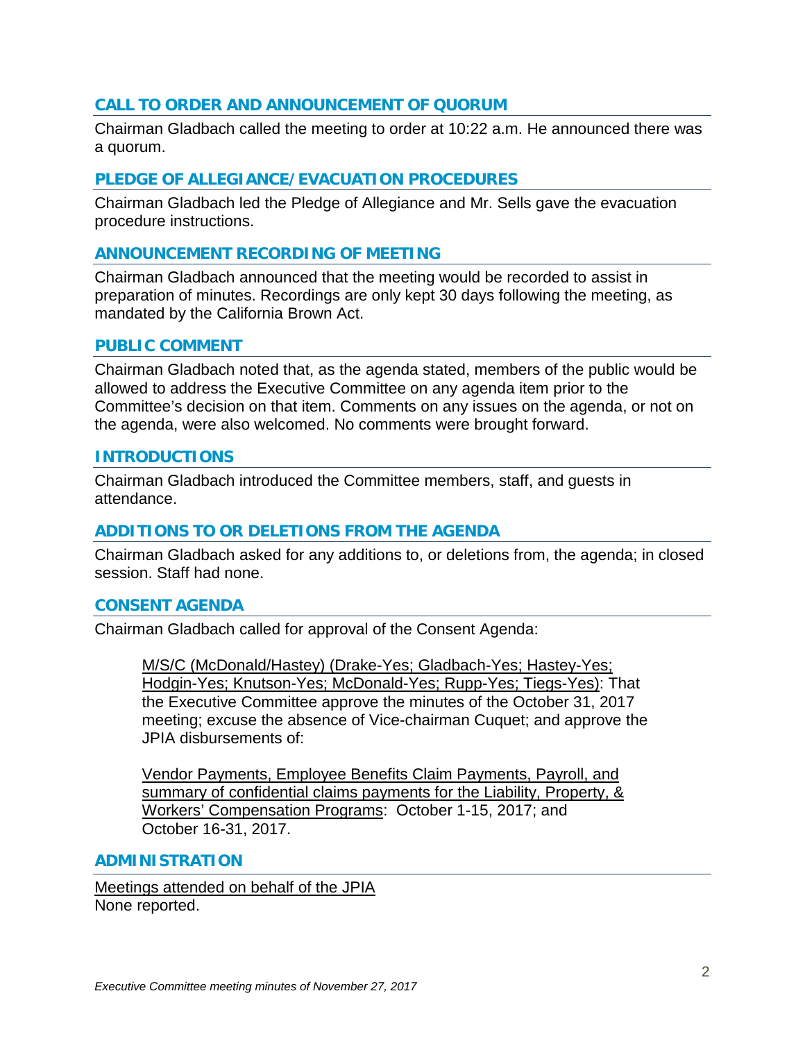## CALL TO ORDER AND ANNOUNCEMENT OF QUORUM

Chairman Gladbach called the meeting to order at 10:22 a.m. He announced there was a quorum.

## PLEDGE OF ALLEGIANCE/EVACUATION PROCEDURES

Chairman Gladbach led the Pledge of Allegiance and Mr. Sells gave the evacuation procedure instructions.

## ANNOUNCEMENT RECORDING OF MEETING

Chairman Gladbach announced that the meeting would be recorded to assist in preparation of minutes. Recordings are only kept 30 days following the meeting, as mandated by the California Brown Act.

## PUBLIC COMMENT

Chairman Gladbach noted that, as the agenda stated, members of the public would be allowed to address the Executive Committee on any agenda item prior to the Committee's decision on that item. Comments on any issues on the agenda, or not on the agenda, were also welcomed. No comments were brought forward.

## INTRODUCTIONS

Chairman Gladbach introduced the Committee members, staff, and guests in attendance.

## ADDITIONS TO OR DELETIONS FROM THE AGENDA

Chairman Gladbach asked for any additions to, or deletions from, the agenda; in closed session. Staff had none.

## CONSENT AGENDA

Chairman Gladbach called for approval of the Consent Agenda:

> M/S/C (McDonald/Hastey) (Drake-Yes; Gladbach-Yes; Hastey-Yes; Hodgin-Yes; Knutson-Yes; McDonald-Yes; Rupp-Yes; Tiegs-Yes): That the Executive Committee approve the minutes of the October 31, 2017 meeting; excuse the absence of Vice-chairman Cuquet; and approve the JPIA disbursements of:
>
> Vendor Payments, Employee Benefits Claim Payments, Payroll, and summary of confidential claims payments for the Liability, Property, & Workers' Compensation Programs: October 1-15, 2017; and October 16-31, 2017.

## ADMINISTRATION

Meetings attended on behalf of the JPIA
None reported.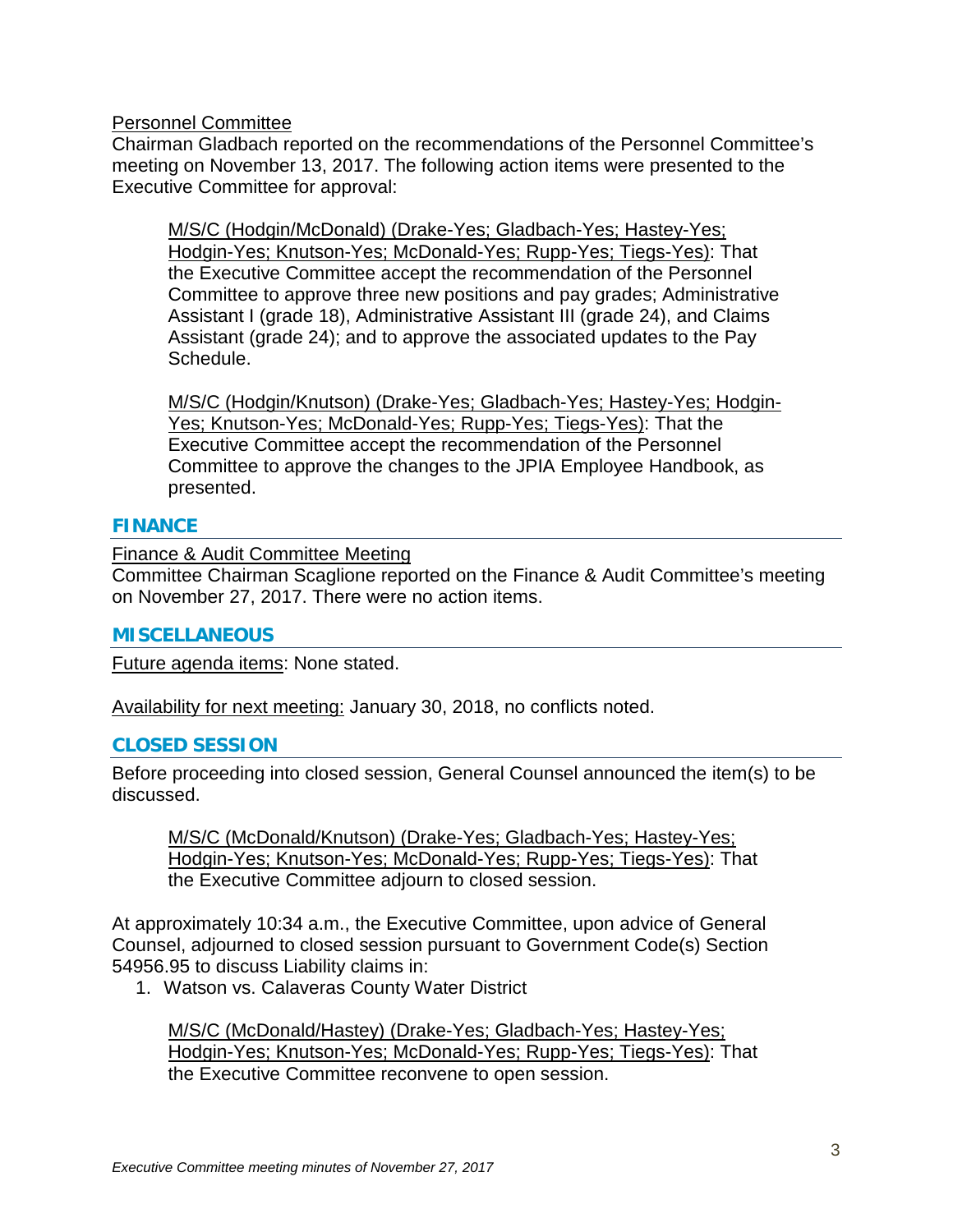Personnel Committee

Chairman Gladbach reported on the recommendations of the Personnel Committee's meeting on November 13, 2017. The following action items were presented to the Executive Committee for approval:

> M/S/C (Hodgin/McDonald) (Drake-Yes; Gladbach-Yes; Hastey-Yes; Hodgin-Yes; Knutson-Yes; McDonald-Yes; Rupp-Yes; Tiegs-Yes): That the Executive Committee accept the recommendation of the Personnel Committee to approve three new positions and pay grades; Administrative Assistant I (grade 18), Administrative Assistant III (grade 24), and Claims Assistant (grade 24); and to approve the associated updates to the Pay Schedule.

> M/S/C (Hodgin/Knutson) (Drake-Yes; Gladbach-Yes; Hastey-Yes; Hodgin-Yes; Knutson-Yes; McDonald-Yes; Rupp-Yes; Tiegs-Yes): That the Executive Committee accept the recommendation of the Personnel Committee to approve the changes to the JPIA Employee Handbook, as presented.

## FINANCE

Finance & Audit Committee Meeting

Committee Chairman Scaglione reported on the Finance & Audit Committee's meeting on November 27, 2017. There were no action items.

## MISCELLANEOUS

Future agenda items: None stated.

Availability for next meeting: January 30, 2018, no conflicts noted.

## CLOSED SESSION

Before proceeding into closed session, General Counsel announced the item(s) to be discussed.

> M/S/C (McDonald/Knutson) (Drake-Yes; Gladbach-Yes; Hastey-Yes; Hodgin-Yes; Knutson-Yes; McDonald-Yes; Rupp-Yes; Tiegs-Yes): That the Executive Committee adjourn to closed session.

At approximately 10:34 a.m., the Executive Committee, upon advice of General Counsel, adjourned to closed session pursuant to Government Code(s) Section 54956.95 to discuss Liability claims in:

1. Watson vs. Calaveras County Water District

> M/S/C (McDonald/Hastey) (Drake-Yes; Gladbach-Yes; Hastey-Yes; Hodgin-Yes; Knutson-Yes; McDonald-Yes; Rupp-Yes; Tiegs-Yes): That the Executive Committee reconvene to open session.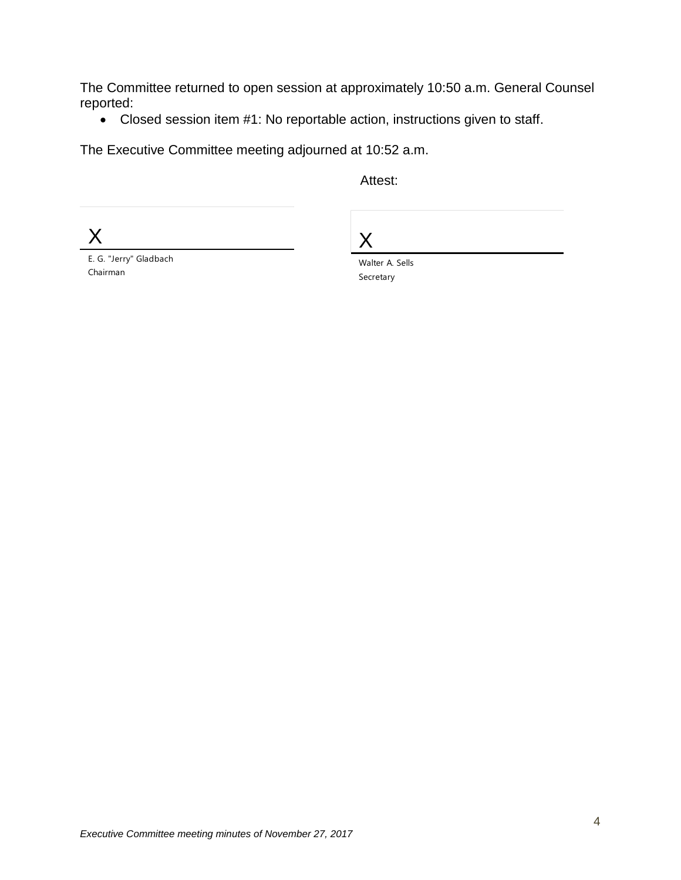The Committee returned to open session at approximately 10:50 a.m. General Counsel reported:

- Closed session item #1: No reportable action, instructions given to staff.

The Executive Committee meeting adjourned at 10:52 a.m.

Attest:

X

E. G. "Jerry" Gladbach
Chairman

X

Walter A. Sells
Secretary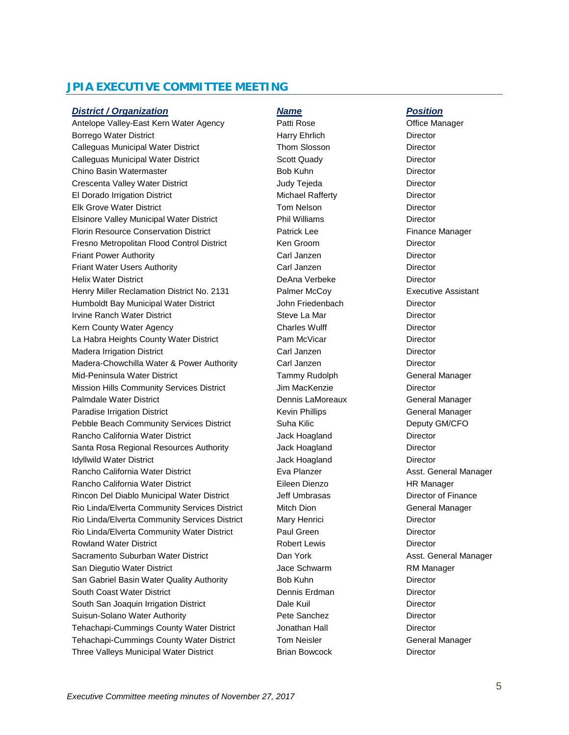## JPIA EXECUTIVE COMMITTEE MEETING

| ***District / Organization*** | ***Name*** | ***Position*** |
|---|---|---|
| Antelope Valley-East Kern Water Agency | Patti Rose | Office Manager |
| Borrego Water District | Harry Ehrlich | Director |
| Calleguas Municipal Water District | Thom Slosson | Director |
| Calleguas Municipal Water District | Scott Quady | Director |
| Chino Basin Watermaster | Bob Kuhn | Director |
| Crescenta Valley Water District | Judy Tejeda | Director |
| El Dorado Irrigation District | Michael Rafferty | Director |
| Elk Grove Water District | Tom Nelson | Director |
| Elsinore Valley Municipal Water District | Phil Williams | Director |
| Florin Resource Conservation District | Patrick Lee | Finance Manager |
| Fresno Metropolitan Flood Control District | Ken Groom | Director |
| Friant Power Authority | Carl Janzen | Director |
| Friant Water Users Authority | Carl Janzen | Director |
| Helix Water District | DeAna Verbeke | Director |
| Henry Miller Reclamation District No. 2131 | Palmer McCoy | Executive Assistant |
| Humboldt Bay Municipal Water District | John Friedenbach | Director |
| Irvine Ranch Water District | Steve La Mar | Director |
| Kern County Water Agency | Charles Wulff | Director |
| La Habra Heights County Water District | Pam McVicar | Director |
| Madera Irrigation District | Carl Janzen | Director |
| Madera-Chowchilla Water & Power Authority | Carl Janzen | Director |
| Mid-Peninsula Water District | Tammy Rudolph | General Manager |
| Mission Hills Community Services District | Jim MacKenzie | Director |
| Palmdale Water District | Dennis LaMoreaux | General Manager |
| Paradise Irrigation District | Kevin Phillips | General Manager |
| Pebble Beach Community Services District | Suha Kilic | Deputy GM/CFO |
| Rancho California Water District | Jack Hoagland | Director |
| Santa Rosa Regional Resources Authority | Jack Hoagland | Director |
| Idyllwild Water District | Jack Hoagland | Director |
| Rancho California Water District | Eva Planzer | Asst. General Manager |
| Rancho California Water District | Eileen Dienzo | HR Manager |
| Rincon Del Diablo Municipal Water District | Jeff Umbrasas | Director of Finance |
| Rio Linda/Elverta Community Services District | Mitch Dion | General Manager |
| Rio Linda/Elverta Community Services District | Mary Henrici | Director |
| Rio Linda/Elverta Community Water District | Paul Green | Director |
| Rowland Water District | Robert Lewis | Director |
| Sacramento Suburban Water District | Dan York | Asst. General Manager |
| San Diegutio Water District | Jace Schwarm | RM Manager |
| San Gabriel Basin Water Quality Authority | Bob Kuhn | Director |
| South Coast Water District | Dennis Erdman | Director |
| South San Joaquin Irrigation District | Dale Kuil | Director |
| Suisun-Solano Water Authority | Pete Sanchez | Director |
| Tehachapi-Cummings County Water District | Jonathan Hall | Director |
| Tehachapi-Cummings County Water District | Tom Neisler | General Manager |
| Three Valleys Municipal Water District | Brian Bowcock | Director |

*Executive Committee meeting minutes of November 27, 2017*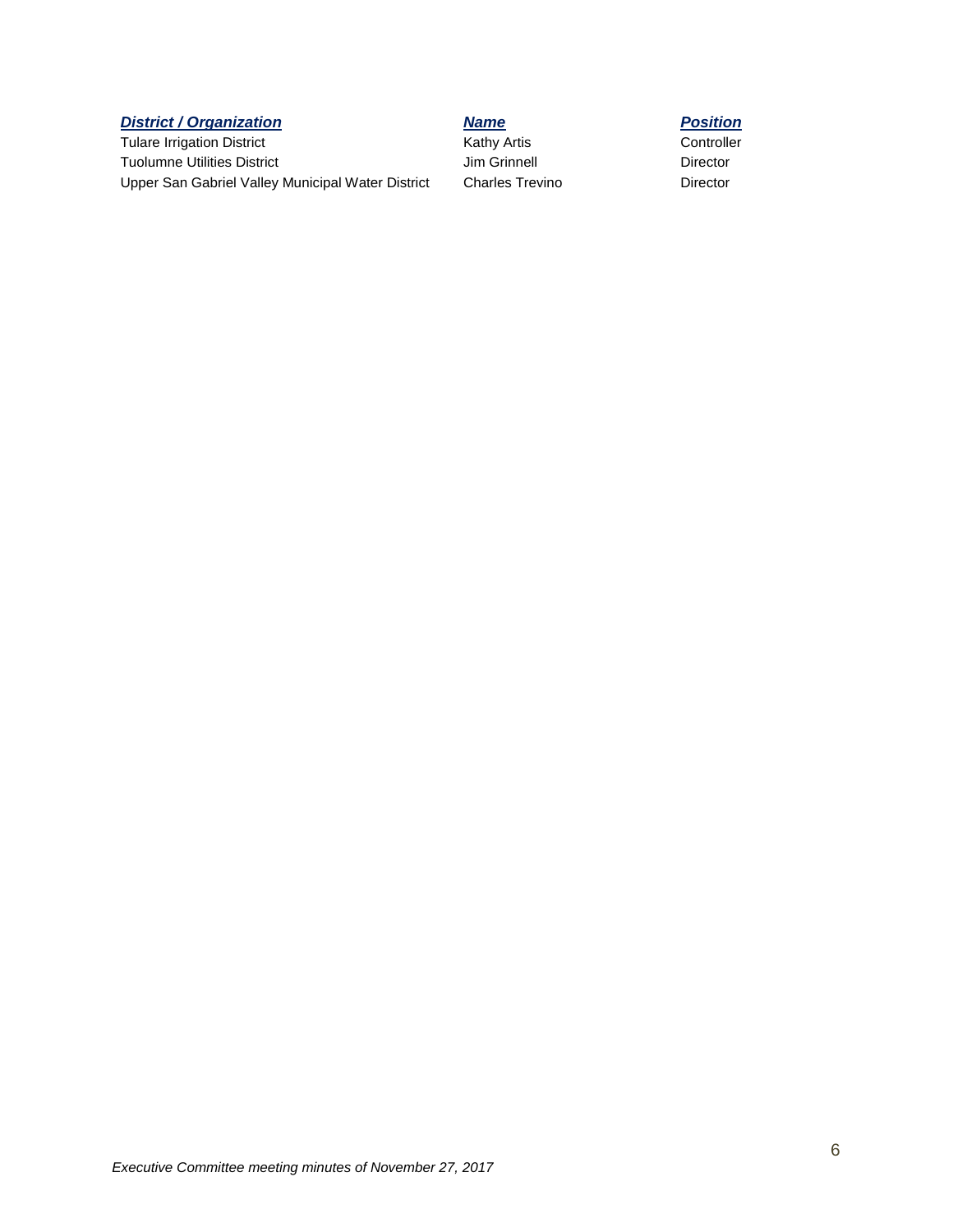| ***District / Organization*** | ***Name*** | ***Position*** |
|---|---|---|
| Tulare Irrigation District | Kathy Artis | Controller |
| Tuolumne Utilities District | Jim Grinnell | Director |
| Upper San Gabriel Valley Municipal Water District | Charles Trevino | Director |